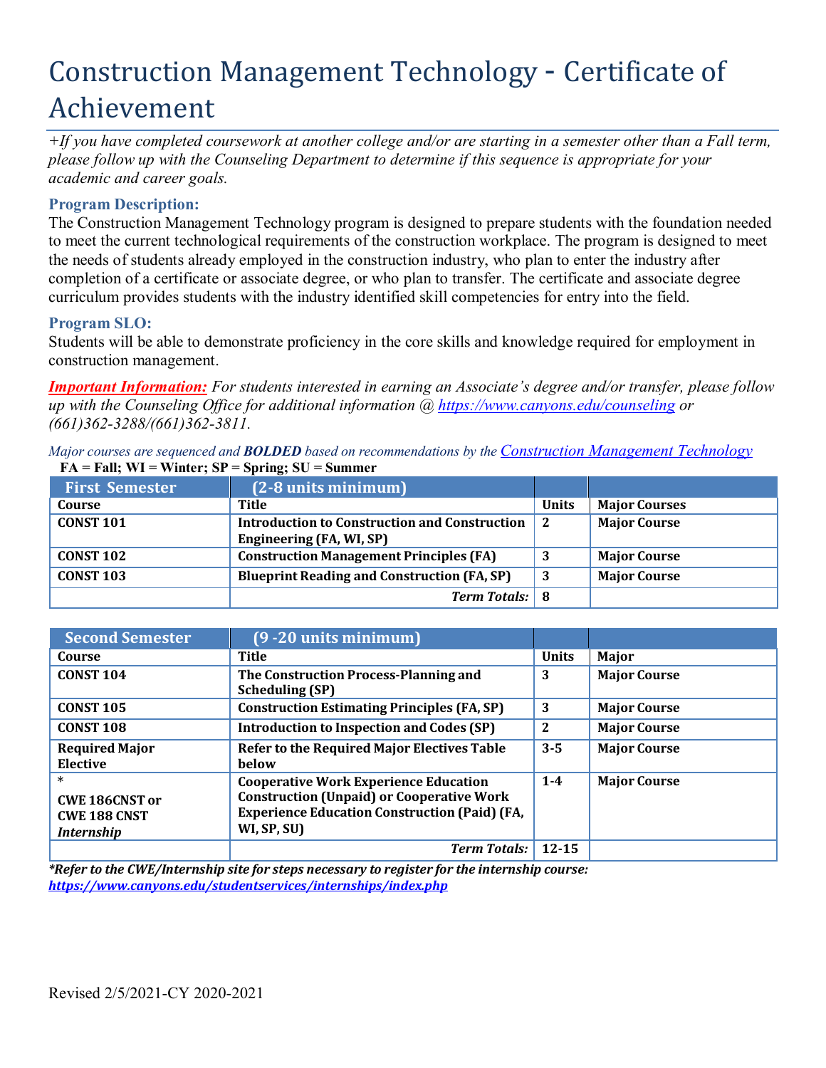# Construction Management Technology - Certificate of Achievement

*+If you have completed coursework at another college and/or are starting in a semester other than a Fall term, please follow up with the Counseling Department to determine if this sequence is appropriate for your academic and career goals.*

### Program Description:

The Construction Management Technology program is designed to prepare students with the foundation needed to meet the current technological requirements of the construction workplace. The program is designed to meet the needs of students already employed in the construction industry, who plan to enter the industry after completion of a certificate or associate degree, or who plan to transfer. The certificate and associate degree curriculum provides students with the industry identified skill competencies for entry into the field.

### Program SLO:

Students will be able to demonstrate proficiency in the core skills and knowledge required for employment in construction management.

***Important Information:*** *For students interested in earning an Associate's degree and/or transfer, please follow up with the Counseling Office for additional information @ https://www.canyons.edu/counseling or (661)362-3288/(661)362-3811.*

*Major courses are sequenced and **BOLDED** based on recommendations by the Construction Management Technology*

**FA = Fall; WI = Winter; SP = Spring; SU = Summer**

| First Semester | (2-8 units minimum) | | |
|---|---|---|---|
| **Course** | **Title** | **Units** | **Major Courses** |
| **CONST 101** | **Introduction to Construction and Construction Engineering (FA, WI, SP)** | **2** | **Major Course** |
| **CONST 102** | **Construction Management Principles (FA)** | **3** | **Major Course** |
| **CONST 103** | **Blueprint Reading and Construction (FA, SP)** | **3** | **Major Course** |
| | ***Term Totals:*** | **8** | |

| Second Semester | (9 -20 units minimum) | | |
|---|---|---|---|
| **Course** | **Title** | **Units** | **Major** |
| **CONST 104** | **The Construction Process-Planning and Scheduling (SP)** | **3** | **Major Course** |
| **CONST 105** | **Construction Estimating Principles (FA, SP)** | **3** | **Major Course** |
| **CONST 108** | **Introduction to Inspection and Codes (SP)** | **2** | **Major Course** |
| **Required Major Elective** | **Refer to the Required Major Electives Table below** | **3-5** | **Major Course** |
| * **CWE 186CNST or CWE 188 CNST** ***Internship*** | **Cooperative Work Experience Education Construction (Unpaid) or Cooperative Work Experience Education Construction (Paid) (FA, WI, SP, SU)** | **1-4** | **Major Course** |
| | ***Term Totals:*** | **12-15** | |

***\*Refer to the CWE/Internship site for steps necessary to register for the internship course: https://www.canyons.edu/studentservices/internships/index.php***

Revised 2/5/2021-CY 2020-2021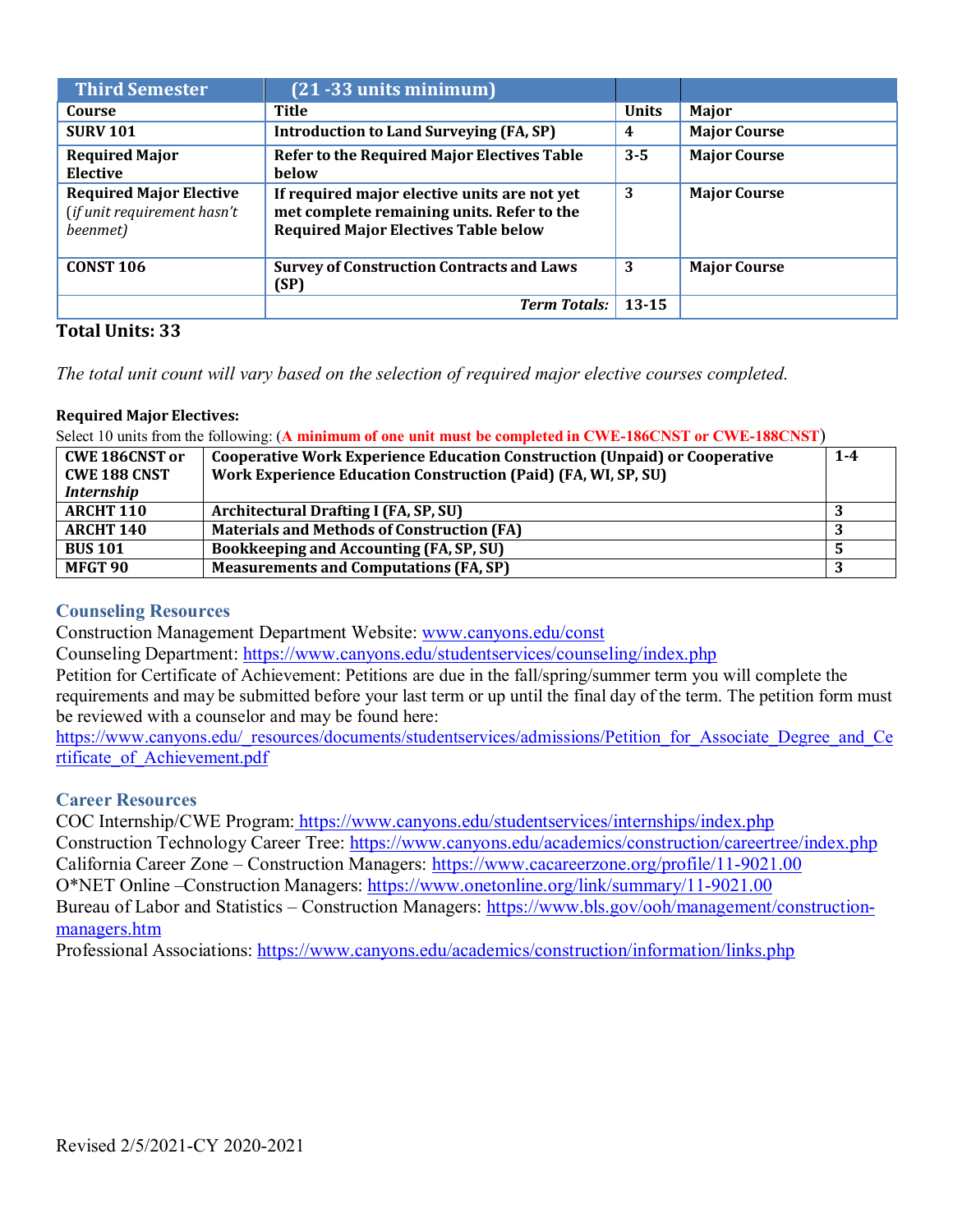| Third Semester | (21 -33 units minimum) | | |
|---|---|---|---|
| **Course** | **Title** | **Units** | **Major** |
| **SURV 101** | **Introduction to Land Surveying (FA, SP)** | **4** | **Major Course** |
| **Required Major Elective** | **Refer to the Required Major Electives Table below** | **3-5** | **Major Course** |
| **Required Major Elective** (*if unit requirement hasn't beenmet)* | **If required major elective units are not yet met complete remaining units. Refer to the Required Major Electives Table below** | **3** | **Major Course** |
| **CONST 106** | **Survey of Construction Contracts and Laws (SP)** | **3** | **Major Course** |
| | ***Term Totals:*** | **13-15** | |

**Total Units: 33**

*The total unit count will vary based on the selection of required major elective courses completed.*

**Required Major Electives:**

Select 10 units from the following: (**A minimum of one unit must be completed in CWE-186CNST or CWE-188CNST**)

| | | |
|---|---|---|
| **CWE 186CNST or CWE 188 CNST *Internship*** | **Cooperative Work Experience Education Construction (Unpaid) or Cooperative Work Experience Education Construction (Paid) (FA, WI, SP, SU)** | **1-4** |
| **ARCHT 110** | **Architectural Drafting I (FA, SP, SU)** | **3** |
| **ARCHT 140** | **Materials and Methods of Construction (FA)** | **3** |
| **BUS 101** | **Bookkeeping and Accounting (FA, SP, SU)** | **5** |
| **MFGT 90** | **Measurements and Computations (FA, SP)** | **3** |

## Counseling Resources

Construction Management Department Website: www.canyons.edu/const

Counseling Department: https://www.canyons.edu/studentservices/counseling/index.php

Petition for Certificate of Achievement: Petitions are due in the fall/spring/summer term you will complete the requirements and may be submitted before your last term or up until the final day of the term. The petition form must be reviewed with a counselor and may be found here: https://www.canyons.edu/_resources/documents/studentservices/admissions/Petition_for_Associate_Degree_and_Certificate_of_Achievement.pdf

## Career Resources

COC Internship/CWE Program: https://www.canyons.edu/studentservices/internships/index.php

Construction Technology Career Tree: https://www.canyons.edu/academics/construction/careertree/index.php

California Career Zone – Construction Managers: https://www.cacareerzone.org/profile/11-9021.00

O*NET Online –Construction Managers: https://www.onetonline.org/link/summary/11-9021.00

Bureau of Labor and Statistics – Construction Managers: https://www.bls.gov/ooh/management/construction-managers.htm

Professional Associations: https://www.canyons.edu/academics/construction/information/links.php

Revised 2/5/2021-CY 2020-2021